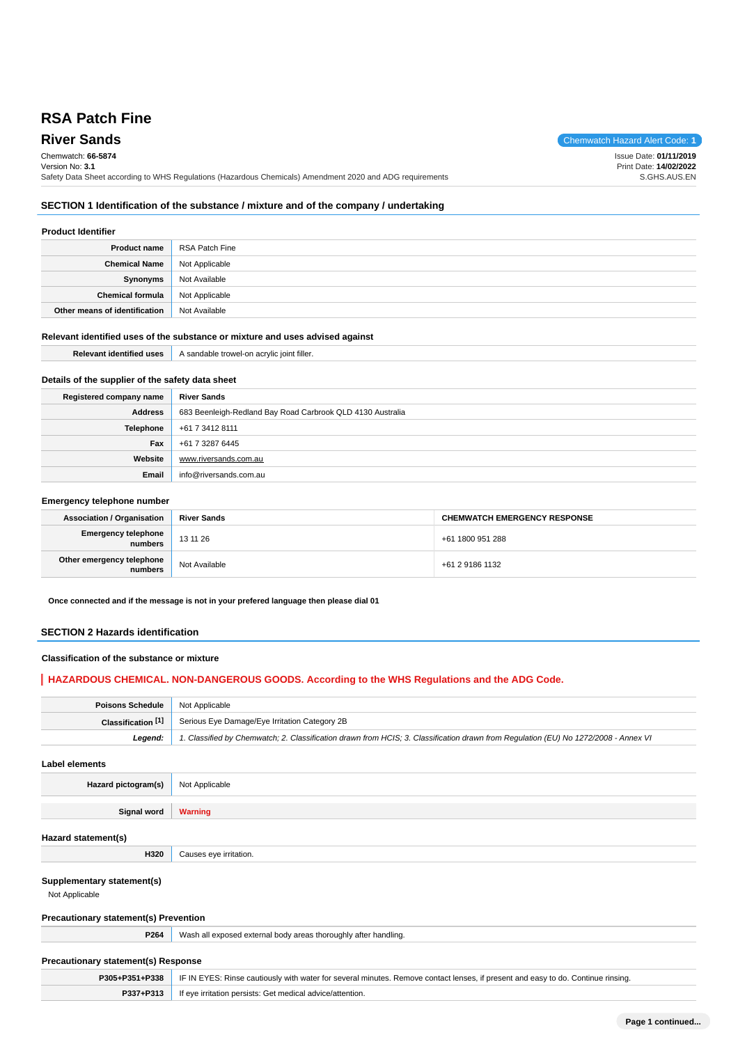# RSA Patch Fine

## River Sands

Chemwatch Hazard Alert Code: **1**

Chemwatch: **66-5874**
Version No: **3.1**
Safety Data Sheet according to WHS Regulations (Hazardous Chemicals) Amendment 2020 and ADG requirements

Issue Date: **01/11/2019**
Print Date: **14/02/2022**
S.GHS.AUS.EN

## SECTION 1 Identification of the substance / mixture and of the company / undertaking

### Product Identifier

| | |
|---|---|
| **Product name** | RSA Patch Fine |
| **Chemical Name** | Not Applicable |
| **Synonyms** | Not Available |
| **Chemical formula** | Not Applicable |
| **Other means of identification** | Not Available |

### Relevant identified uses of the substance or mixture and uses advised against

| | |
|---|---|
| **Relevant identified uses** | A sandable trowel-on acrylic joint filler. |

### Details of the supplier of the safety data sheet

| | |
|---|---|
| **Registered company name** | **River Sands** |
| **Address** | 683 Beenleigh-Redland Bay Road Carbrook QLD 4130 Australia |
| **Telephone** | +61 7 3412 8111 |
| **Fax** | +61 7 3287 6445 |
| **Website** | www.riversands.com.au |
| **Email** | info@riversands.com.au |

### Emergency telephone number

| | | |
|---|---|---|
| **Association / Organisation** | **River Sands** | **CHEMWATCH EMERGENCY RESPONSE** |
| **Emergency telephone numbers** | 13 11 26 | +61 1800 951 288 |
| **Other emergency telephone numbers** | Not Available | +61 2 9186 1132 |

**Once connected and if the message is not in your prefered language then please dial 01**

## SECTION 2 Hazards identification

### Classification of the substance or mixture

**HAZARDOUS CHEMICAL. NON-DANGEROUS GOODS. According to the WHS Regulations and the ADG Code.**

| | |
|---|---|
| **Poisons Schedule** | Not Applicable |
| **Classification [1]** | Serious Eye Damage/Eye Irritation Category 2B |
| ***Legend:*** | *1. Classified by Chemwatch; 2. Classification drawn from HCIS; 3. Classification drawn from Regulation (EU) No 1272/2008 - Annex VI* |

### Label elements

| | |
|---|---|
| **Hazard pictogram(s)** | Not Applicable |
| **Signal word** | **Warning** |

### Hazard statement(s)

| | |
|---|---|
| **H320** | Causes eye irritation. |

### Supplementary statement(s)

Not Applicable

### Precautionary statement(s) Prevention

| | |
|---|---|
| **P264** | Wash all exposed external body areas thoroughly after handling. |

### Precautionary statement(s) Response

| | |
|---|---|
| **P305+P351+P338** | IF IN EYES: Rinse cautiously with water for several minutes. Remove contact lenses, if present and easy to do. Continue rinsing. |
| **P337+P313** | If eye irritation persists: Get medical advice/attention. |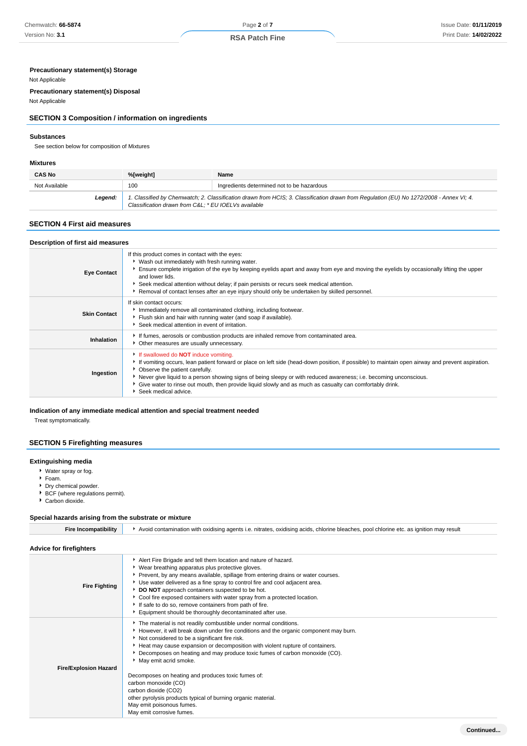### Precautionary statement(s) Storage

Not Applicable

### Precautionary statement(s) Disposal

Not Applicable

## SECTION 3 Composition / information on ingredients

### Substances

See section below for composition of Mixtures

### Mixtures

| CAS No | %[weight] | Name |
|---|---|---|
| Not Available | 100 | Ingredients determined not to be hazardous |
| ***Legend:*** | *1. Classified by Chemwatch; 2. Classification drawn from HCIS; 3. Classification drawn from Regulation (EU) No 1272/2008 - Annex VI; 4. Classification drawn from C&L; * EU IOELVs available* | |

## SECTION 4 First aid measures

### Description of first aid measures

| | |
|---|---|
| **Eye Contact** | If this product comes in contact with the eyes:<br>• Wash out immediately with fresh running water.<br>• Ensure complete irrigation of the eye by keeping eyelids apart and away from eye and moving the eyelids by occasionally lifting the upper and lower lids.<br>• Seek medical attention without delay; if pain persists or recurs seek medical attention.<br>• Removal of contact lenses after an eye injury should only be undertaken by skilled personnel. |
| **Skin Contact** | If skin contact occurs:<br>• Immediately remove all contaminated clothing, including footwear.<br>• Flush skin and hair with running water (and soap if available).<br>• Seek medical attention in event of irritation. |
| **Inhalation** | • If fumes, aerosols or combustion products are inhaled remove from contaminated area.<br>• Other measures are usually unnecessary. |
| **Ingestion** | • If swallowed do **NOT** induce vomiting.<br>• If vomiting occurs, lean patient forward or place on left side (head-down position, if possible) to maintain open airway and prevent aspiration.<br>• Observe the patient carefully.<br>• Never give liquid to a person showing signs of being sleepy or with reduced awareness; i.e. becoming unconscious.<br>• Give water to rinse out mouth, then provide liquid slowly and as much as casualty can comfortably drink.<br>• Seek medical advice. |

### Indication of any immediate medical attention and special treatment needed

Treat symptomatically.

## SECTION 5 Firefighting measures

### Extinguishing media

- Water spray or fog.
- Foam.
- Dry chemical powder.
- BCF (where regulations permit).
- Carbon dioxide.

### Special hazards arising from the substrate or mixture

| | |
|---|---|
| **Fire Incompatibility** | • Avoid contamination with oxidising agents i.e. nitrates, oxidising acids, chlorine bleaches, pool chlorine etc. as ignition may result |

### Advice for firefighters

| | |
|---|---|
| **Fire Fighting** | • Alert Fire Brigade and tell them location and nature of hazard.<br>• Wear breathing apparatus plus protective gloves.<br>• Prevent, by any means available, spillage from entering drains or water courses.<br>• Use water delivered as a fine spray to control fire and cool adjacent area.<br>• **DO NOT** approach containers suspected to be hot.<br>• Cool fire exposed containers with water spray from a protected location.<br>• If safe to do so, remove containers from path of fire.<br>• Equipment should be thoroughly decontaminated after use. |
| **Fire/Explosion Hazard** | • The material is not readily combustible under normal conditions.<br>• However, it will break down under fire conditions and the organic component may burn.<br>• Not considered to be a significant fire risk.<br>• Heat may cause expansion or decomposition with violent rupture of containers.<br>• Decomposes on heating and may produce toxic fumes of carbon monoxide (CO).<br>• May emit acrid smoke.<br><br>Decomposes on heating and produces toxic fumes of:<br>carbon monoxide (CO)<br>carbon dioxide ($CO_2$)<br>other pyrolysis products typical of burning organic material.<br>May emit poisonous fumes.<br>May emit corrosive fumes. |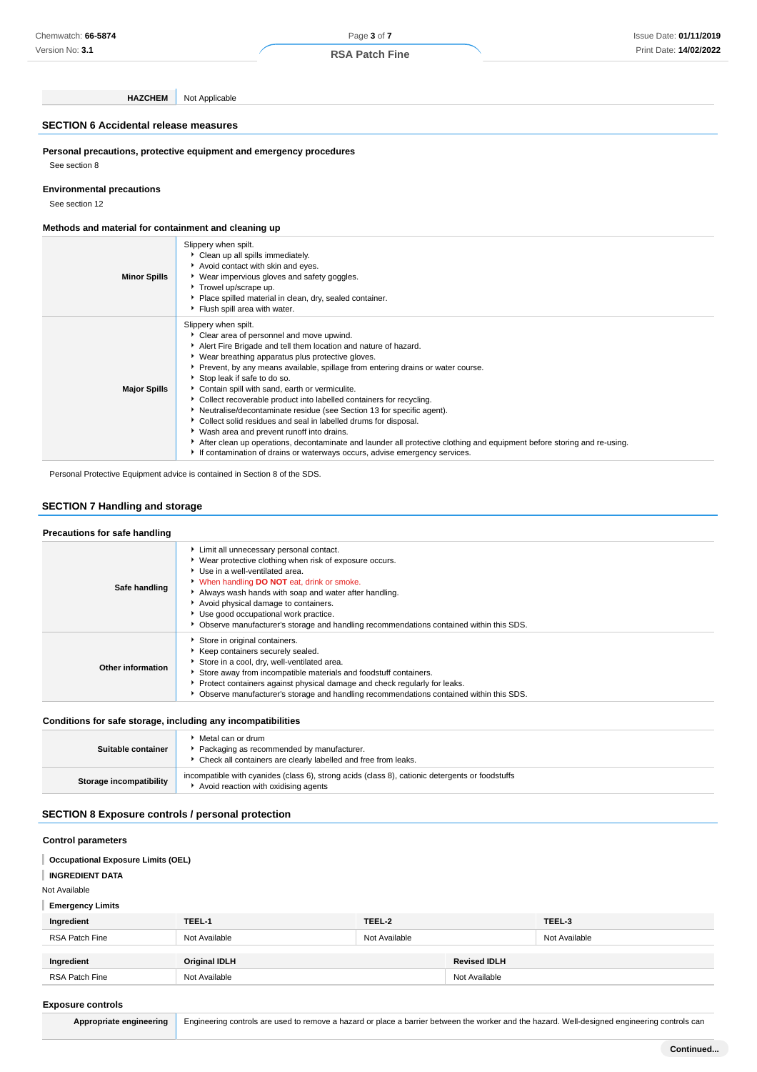| HAZCHEM | Not Applicable |
|---|---|

## SECTION 6 Accidental release measures

### Personal precautions, protective equipment and emergency procedures

See section 8

### Environmental precautions

See section 12

### Methods and material for containment and cleaning up

| | |
|---|---|
| **Minor Spills** | Slippery when spilt.<br>▸ Clean up all spills immediately.<br>▸ Avoid contact with skin and eyes.<br>▸ Wear impervious gloves and safety goggles.<br>▸ Trowel up/scrape up.<br>▸ Place spilled material in clean, dry, sealed container.<br>▸ Flush spill area with water. |
| **Major Spills** | Slippery when spilt.<br>▸ Clear area of personnel and move upwind.<br>▸ Alert Fire Brigade and tell them location and nature of hazard.<br>▸ Wear breathing apparatus plus protective gloves.<br>▸ Prevent, by any means available, spillage from entering drains or water course.<br>▸ Stop leak if safe to do so.<br>▸ Contain spill with sand, earth or vermiculite.<br>▸ Collect recoverable product into labelled containers for recycling.<br>▸ Neutralise/decontaminate residue (see Section 13 for specific agent).<br>▸ Collect solid residues and seal in labelled drums for disposal.<br>▸ Wash area and prevent runoff into drains.<br>▸ After clean up operations, decontaminate and launder all protective clothing and equipment before storing and re-using.<br>▸ If contamination of drains or waterways occurs, advise emergency services. |

Personal Protective Equipment advice is contained in Section 8 of the SDS.

## SECTION 7 Handling and storage

### Precautions for safe handling

| | |
|---|---|
| **Safe handling** | ▸ Limit all unnecessary personal contact.<br>▸ Wear protective clothing when risk of exposure occurs.<br>▸ Use in a well-ventilated area.<br>▸ When handling **DO NOT** eat, drink or smoke.<br>▸ Always wash hands with soap and water after handling.<br>▸ Avoid physical damage to containers.<br>▸ Use good occupational work practice.<br>▸ Observe manufacturer's storage and handling recommendations contained within this SDS. |
| **Other information** | ▸ Store in original containers.<br>▸ Keep containers securely sealed.<br>▸ Store in a cool, dry, well-ventilated area.<br>▸ Store away from incompatible materials and foodstuff containers.<br>▸ Protect containers against physical damage and check regularly for leaks.<br>▸ Observe manufacturer's storage and handling recommendations contained within this SDS. |

### Conditions for safe storage, including any incompatibilities

| | |
|---|---|
| **Suitable container** | ▸ Metal can or drum<br>▸ Packaging as recommended by manufacturer.<br>▸ Check all containers are clearly labelled and free from leaks. |
| **Storage incompatibility** | incompatible with cyanides (class 6), strong acids (class 8), cationic detergents or foodstuffs<br>▸ Avoid reaction with oxidising agents |

## SECTION 8 Exposure controls / personal protection

### Control parameters

**Occupational Exposure Limits (OEL)**

**INGREDIENT DATA**

Not Available

**Emergency Limits**

| Ingredient | TEEL-1 | TEEL-2 | TEEL-3 |
|---|---|---|---|
| RSA Patch Fine | Not Available | Not Available | Not Available |

| Ingredient | Original IDLH | Revised IDLH |
|---|---|---|
| RSA Patch Fine | Not Available | Not Available |

### Exposure controls

| | |
|---|---|
| **Appropriate engineering** | Engineering controls are used to remove a hazard or place a barrier between the worker and the hazard. Well-designed engineering controls can |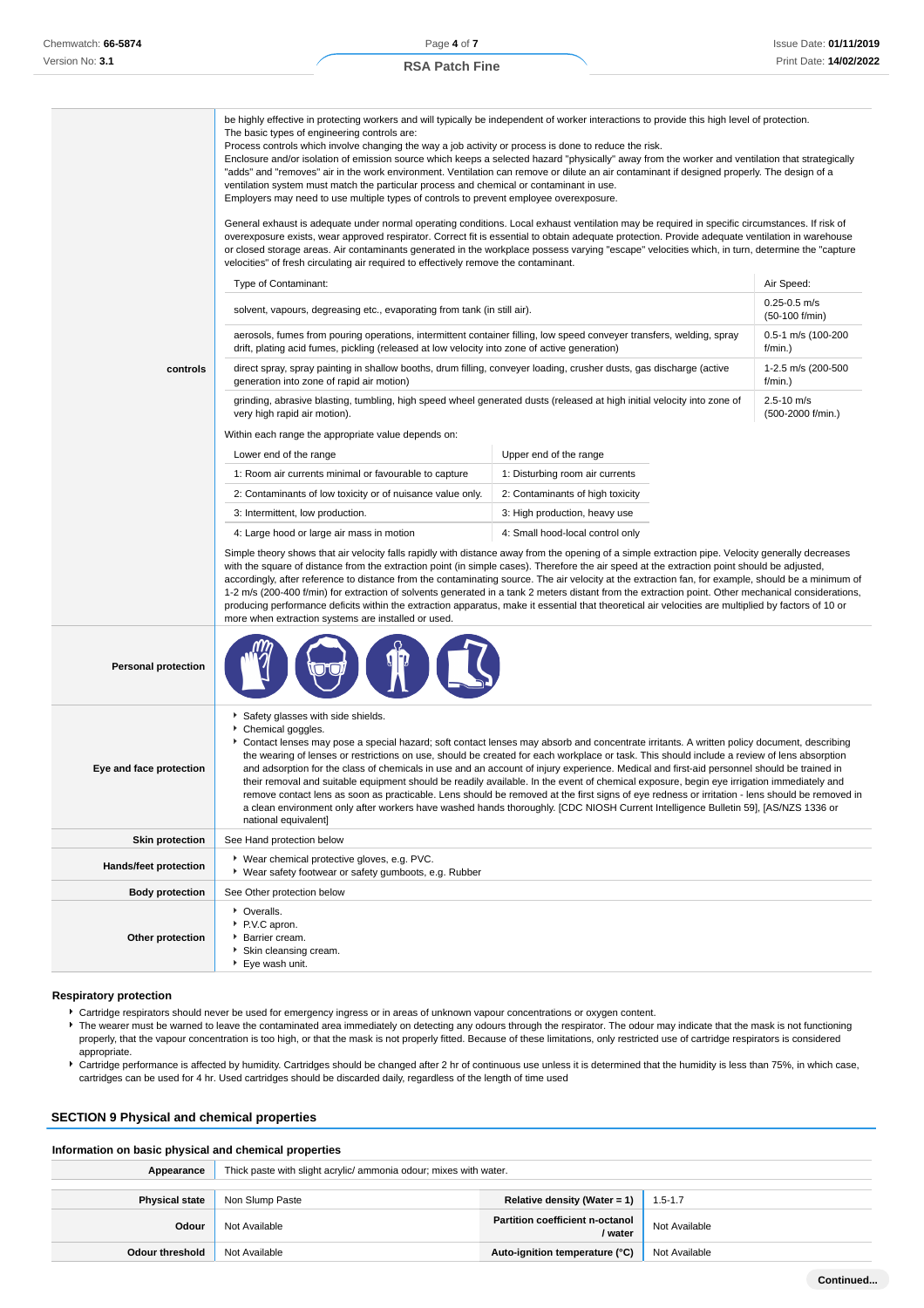| | |
|---|---|
| controls | be highly effective in protecting workers and will typically be independent of worker interactions to provide this high level of protection.<br>The basic types of engineering controls are:<br>Process controls which involve changing the way a job activity or process is done to reduce the risk.<br>Enclosure and/or isolation of emission source which keeps a selected hazard "physically" away from the worker and ventilation that strategically "adds" and "removes" air in the work environment. Ventilation can remove or dilute an air contaminant if designed properly. The design of a ventilation system must match the particular process and chemical or contaminant in use.<br>Employers may need to use multiple types of controls to prevent employee overexposure.<br><br>General exhaust is adequate under normal operating conditions. Local exhaust ventilation may be required in specific circumstances. If risk of overexposure exists, wear approved respirator. Correct fit is essential to obtain adequate protection. Provide adequate ventilation in warehouse or closed storage areas. Air contaminants generated in the workplace possess varying "escape" velocities which, in turn, determine the "capture velocities" of fresh circulating air required to effectively remove the contaminant. |

| Type of Contaminant: | Air Speed: |
|---|---|
| solvent, vapours, degreasing etc., evaporating from tank (in still air). | 0.25-0.5 m/s (50-100 f/min) |
| aerosols, fumes from pouring operations, intermittent container filling, low speed conveyer transfers, welding, spray drift, plating acid fumes, pickling (released at low velocity into zone of active generation) | 0.5-1 m/s (100-200 f/min.) |
| direct spray, spray painting in shallow booths, drum filling, conveyer loading, crusher dusts, gas discharge (active generation into zone of rapid air motion) | 1-2.5 m/s (200-500 f/min.) |
| grinding, abrasive blasting, tumbling, high speed wheel generated dusts (released at high initial velocity into zone of very high rapid air motion). | 2.5-10 m/s (500-2000 f/min.) |

Within each range the appropriate value depends on:

| Lower end of the range | Upper end of the range |
|---|---|
| 1: Room air currents minimal or favourable to capture | 1: Disturbing room air currents |
| 2: Contaminants of low toxicity or of nuisance value only. | 2: Contaminants of high toxicity |
| 3: Intermittent, low production. | 3: High production, heavy use |
| 4: Large hood or large air mass in motion | 4: Small hood-local control only |

Simple theory shows that air velocity falls rapidly with distance away from the opening of a simple extraction pipe. Velocity generally decreases with the square of distance from the extraction point (in simple cases). Therefore the air speed at the extraction point should be adjusted, accordingly, after reference to distance from the contaminating source. The air velocity at the extraction fan, for example, should be a minimum of 1-2 m/s (200-400 f/min) for extraction of solvents generated in a tank 2 meters distant from the extraction point. Other mechanical considerations, producing performance deficits within the extraction apparatus, make it essential that theoretical air velocities are multiplied by factors of 10 or more when extraction systems are installed or used.

| | |
|---|---|
| Personal protection | |
| Eye and face protection | - Safety glasses with side shields.<br>- Chemical goggles.<br>- Contact lenses may pose a special hazard; soft contact lenses may absorb and concentrate irritants. A written policy document, describing the wearing of lenses or restrictions on use, should be created for each workplace or task. This should include a review of lens absorption and adsorption for the class of chemicals in use and an account of injury experience. Medical and first-aid personnel should be trained in their removal and suitable equipment should be readily available. In the event of chemical exposure, begin eye irrigation immediately and remove contact lens as soon as practicable. Lens should be removed at the first signs of eye redness or irritation - lens should be removed in a clean environment only after workers have washed hands thoroughly. [CDC NIOSH Current Intelligence Bulletin 59], [AS/NZS 1336 or national equivalent] |
| Skin protection | See Hand protection below |
| Hands/feet protection | - Wear chemical protective gloves, e.g. PVC.<br>- Wear safety footwear or safety gumboots, e.g. Rubber |
| Body protection | See Other protection below |
| Other protection | - Overalls.<br>- P.V.C apron.<br>- Barrier cream.<br>- Skin cleansing cream.<br>- Eye wash unit. |

### Respiratory protection

- Cartridge respirators should never be used for emergency ingress or in areas of unknown vapour concentrations or oxygen content.
- The wearer must be warned to leave the contaminated area immediately on detecting any odours through the respirator. The odour may indicate that the mask is not functioning properly, that the vapour concentration is too high, or that the mask is not properly fitted. Because of these limitations, only restricted use of cartridge respirators is considered appropriate.
- Cartridge performance is affected by humidity. Cartridges should be changed after 2 hr of continuous use unless it is determined that the humidity is less than 75%, in which case, cartridges can be used for 4 hr. Used cartridges should be discarded daily, regardless of the length of time used

## SECTION 9 Physical and chemical properties

### Information on basic physical and chemical properties

| | | | |
|---|---|---|---|
| Appearance | Thick paste with slight acrylic/ ammonia odour; mixes with water. | | |
| Physical state | Non Slump Paste | Relative density (Water = 1) | 1.5-1.7 |
| Odour | Not Available | Partition coefficient n-octanol / water | Not Available |
| Odour threshold | Not Available | Auto-ignition temperature (°C) | Not Available |

Continued...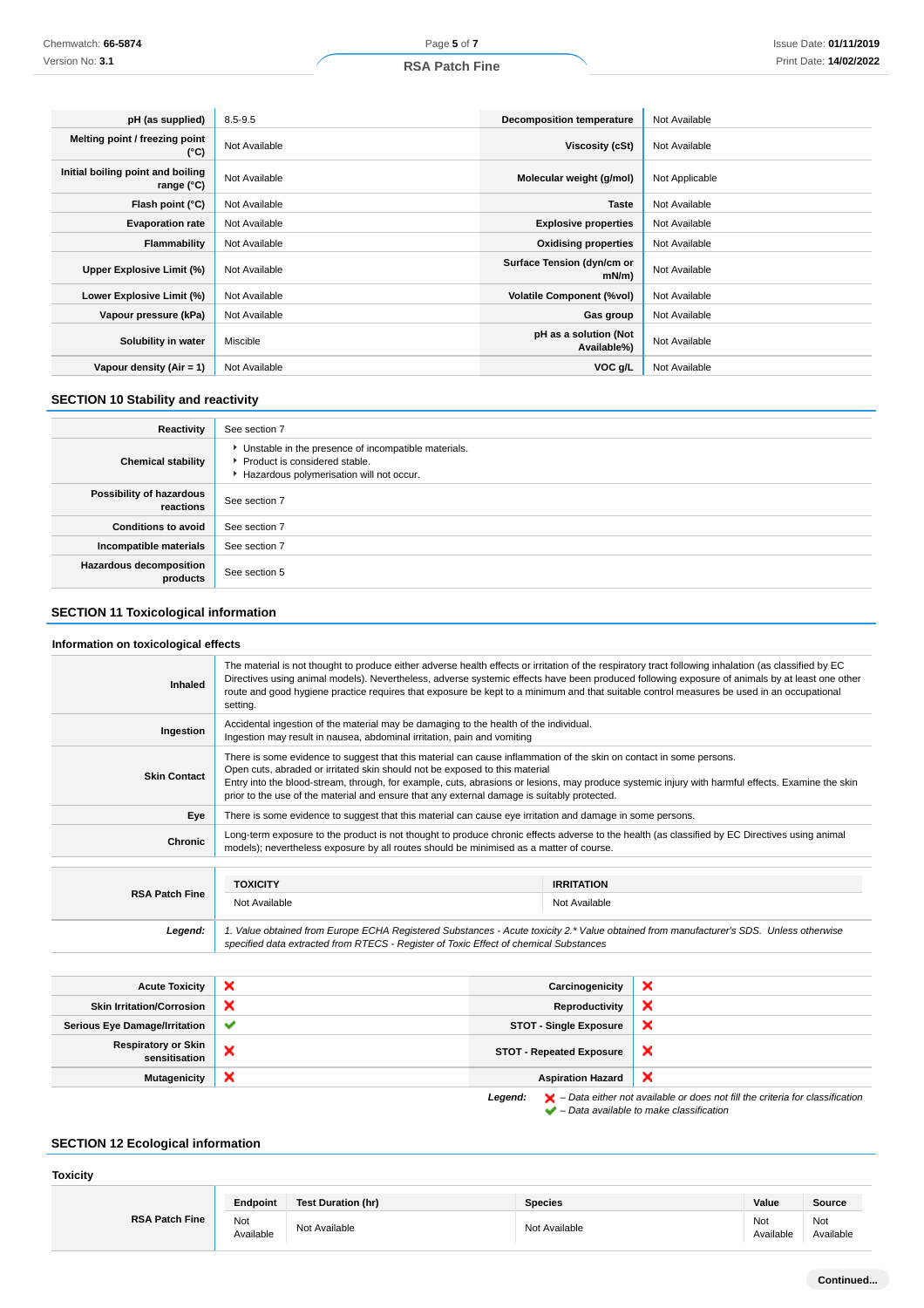| | | | |
|---|---|---|---|
| **pH (as supplied)** | 8.5-9.5 | **Decomposition temperature** | Not Available |
| **Melting point / freezing point (°C)** | Not Available | **Viscosity (cSt)** | Not Available |
| **Initial boiling point and boiling range (°C)** | Not Available | **Molecular weight (g/mol)** | Not Applicable |
| **Flash point (°C)** | Not Available | **Taste** | Not Available |
| **Evaporation rate** | Not Available | **Explosive properties** | Not Available |
| **Flammability** | Not Available | **Oxidising properties** | Not Available |
| **Upper Explosive Limit (%)** | Not Available | **Surface Tension (dyn/cm or mN/m)** | Not Available |
| **Lower Explosive Limit (%)** | Not Available | **Volatile Component (%vol)** | Not Available |
| **Vapour pressure (kPa)** | Not Available | **Gas group** | Not Available |
| **Solubility in water** | Miscible | **pH as a solution (Not Available%)** | Not Available |
| **Vapour density (Air = 1)** | Not Available | **VOC g/L** | Not Available |

## SECTION 10 Stability and reactivity

| | |
|---|---|
| **Reactivity** | See section 7 |
| **Chemical stability** | ‣ Unstable in the presence of incompatible materials.<br>‣ Product is considered stable.<br>‣ Hazardous polymerisation will not occur. |
| **Possibility of hazardous reactions** | See section 7 |
| **Conditions to avoid** | See section 7 |
| **Incompatible materials** | See section 7 |
| **Hazardous decomposition products** | See section 5 |

## SECTION 11 Toxicological information

### Information on toxicological effects

| | |
|---|---|
| **Inhaled** | The material is not thought to produce either adverse health effects or irritation of the respiratory tract following inhalation (as classified by EC Directives using animal models). Nevertheless, adverse systemic effects have been produced following exposure of animals by at least one other route and good hygiene practice requires that exposure be kept to a minimum and that suitable control measures be used in an occupational setting. |
| **Ingestion** | Accidental ingestion of the material may be damaging to the health of the individual.<br>Ingestion may result in nausea, abdominal irritation, pain and vomiting |
| **Skin Contact** | There is some evidence to suggest that this material can cause inflammation of the skin on contact in some persons.<br>Open cuts, abraded or irritated skin should not be exposed to this material<br>Entry into the blood-stream, through, for example, cuts, abrasions or lesions, may produce systemic injury with harmful effects. Examine the skin prior to the use of the material and ensure that any external damage is suitably protected. |
| **Eye** | There is some evidence to suggest that this material can cause eye irritation and damage in some persons. |
| **Chronic** | Long-term exposure to the product is not thought to produce chronic effects adverse to the health (as classified by EC Directives using animal models); nevertheless exposure by all routes should be minimised as a matter of course. |

| | TOXICITY | IRRITATION |
|---|---|---|
| **RSA Patch Fine** | Not Available | Not Available |

***Legend:*** *1. Value obtained from Europe ECHA Registered Substances - Acute toxicity 2.* Value obtained from manufacturer's SDS. Unless otherwise specified data extracted from RTECS - Register of Toxic Effect of chemical Substances*

| | | | |
|---|---|---|---|
| **Acute Toxicity** | ✘ | **Carcinogenicity** | ✘ |
| **Skin Irritation/Corrosion** | ✘ | **Reproductivity** | ✘ |
| **Serious Eye Damage/Irritation** | ✔ | **STOT - Single Exposure** | ✘ |
| **Respiratory or Skin sensitisation** | ✘ | **STOT - Repeated Exposure** | ✘ |
| **Mutagenicity** | ✘ | **Aspiration Hazard** | ✘ |

***Legend:*** ✘ *– Data either not available or does not fill the criteria for classification*
✔ *– Data available to make classification*

## SECTION 12 Ecological information

### Toxicity

| | Endpoint | Test Duration (hr) | Species | Value | Source |
|---|---|---|---|---|---|
| **RSA Patch Fine** | Not Available | Not Available | Not Available | Not Available | Not Available |

**Continued...**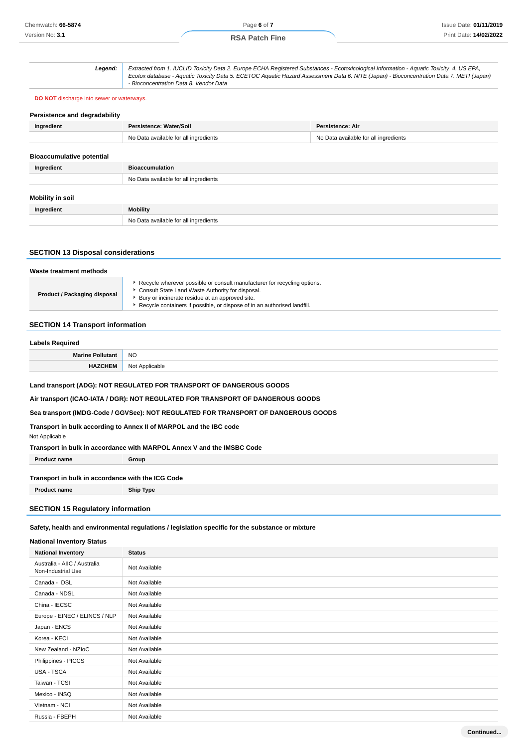| **Legend:** | *Extracted from 1. IUCLID Toxicity Data 2. Europe ECHA Registered Substances - Ecotoxicological Information - Aquatic Toxicity 4. US EPA, Ecotox database - Aquatic Toxicity Data 5. ECETOC Aquatic Hazard Assessment Data 6. NITE (Japan) - Bioconcentration Data 7. METI (Japan) - Bioconcentration Data 8. Vendor Data* |
|---|---|

**DO NOT** discharge into sewer or waterways.

### Persistence and degradability

| Ingredient | Persistence: Water/Soil | Persistence: Air |
|---|---|---|
| | No Data available for all ingredients | No Data available for all ingredients |

### Bioaccumulative potential

| Ingredient | Bioaccumulation |
|---|---|
| | No Data available for all ingredients |

### Mobility in soil

| Ingredient | Mobility |
|---|---|
| | No Data available for all ingredients |

## SECTION 13 Disposal considerations

### Waste treatment methods

| | |
|---|---|
| **Product / Packaging disposal** | ▸ Recycle wherever possible or consult manufacturer for recycling options.<br>▸ Consult State Land Waste Authority for disposal.<br>▸ Bury or incinerate residue at an approved site.<br>▸ Recycle containers if possible, or dispose of in an authorised landfill. |

## SECTION 14 Transport information

### Labels Required

| | |
|---|---|
| **Marine Pollutant** | NO |
| **HAZCHEM** | Not Applicable |

**Land transport (ADG): NOT REGULATED FOR TRANSPORT OF DANGEROUS GOODS**

**Air transport (ICAO-IATA / DGR): NOT REGULATED FOR TRANSPORT OF DANGEROUS GOODS**

**Sea transport (IMDG-Code / GGVSee): NOT REGULATED FOR TRANSPORT OF DANGEROUS GOODS**

**Transport in bulk according to Annex II of MARPOL and the IBC code**

Not Applicable

**Transport in bulk in accordance with MARPOL Annex V and the IMSBC Code**

| Product name | Group |
|---|---|

**Transport in bulk in accordance with the ICG Code**

| Product name | Ship Type |
|---|---|

## SECTION 15 Regulatory information

**Safety, health and environmental regulations / legislation specific for the substance or mixture**

### National Inventory Status

| National Inventory | Status |
|---|---|
| Australia - AIIC / Australia Non-Industrial Use | Not Available |
| Canada - DSL | Not Available |
| Canada - NDSL | Not Available |
| China - IECSC | Not Available |
| Europe - EINEC / ELINCS / NLP | Not Available |
| Japan - ENCS | Not Available |
| Korea - KECI | Not Available |
| New Zealand - NZIoC | Not Available |
| Philippines - PICCS | Not Available |
| USA - TSCA | Not Available |
| Taiwan - TCSI | Not Available |
| Mexico - INSQ | Not Available |
| Vietnam - NCI | Not Available |
| Russia - FBEPH | Not Available |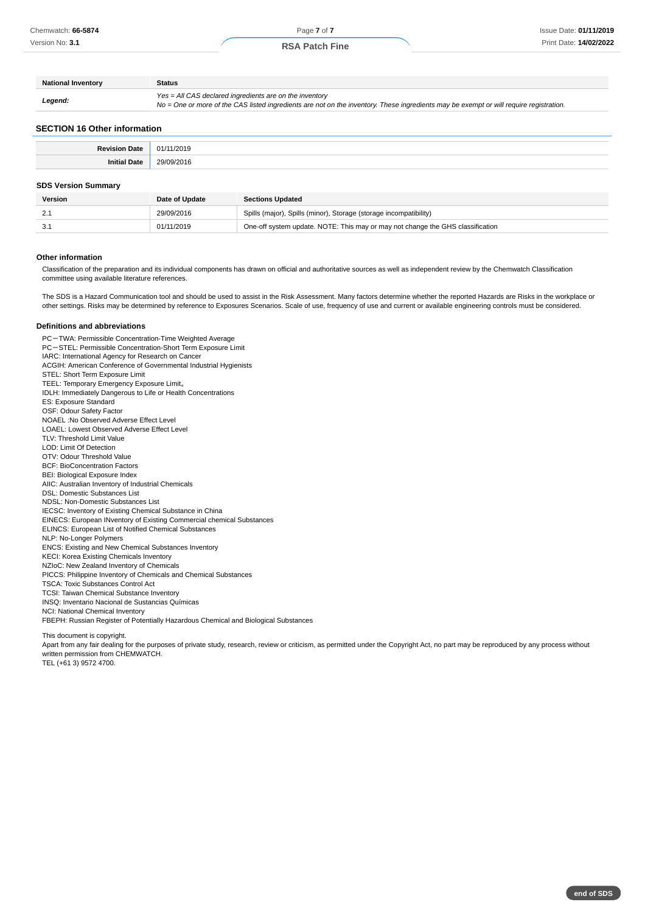| National Inventory | Status |
|---|---|
| ***Legend:*** | *Yes = All CAS declared ingredients are on the inventory*<br>*No = One or more of the CAS listed ingredients are not on the inventory. These ingredients may be exempt or will require registration.* |

## SECTION 16 Other information

| | |
|---|---|
| **Revision Date** | 01/11/2019 |
| **Initial Date** | 29/09/2016 |

### SDS Version Summary

| Version | Date of Update | Sections Updated |
|---|---|---|
| 2.1 | 29/09/2016 | Spills (major), Spills (minor), Storage (storage incompatibility) |
| 3.1 | 01/11/2019 | One-off system update. NOTE: This may or may not change the GHS classification |

### Other information

Classification of the preparation and its individual components has drawn on official and authoritative sources as well as independent review by the Chemwatch Classification committee using available literature references.

The SDS is a Hazard Communication tool and should be used to assist in the Risk Assessment. Many factors determine whether the reported Hazards are Risks in the workplace or other settings. Risks may be determined by reference to Exposures Scenarios. Scale of use, frequency of use and current or available engineering controls must be considered.

### Definitions and abbreviations

PC－TWA: Permissible Concentration-Time Weighted Average
PC－STEL: Permissible Concentration-Short Term Exposure Limit
IARC: International Agency for Research on Cancer
ACGIH: American Conference of Governmental Industrial Hygienists
STEL: Short Term Exposure Limit
TEEL: Temporary Emergency Exposure Limit。
IDLH: Immediately Dangerous to Life or Health Concentrations
ES: Exposure Standard
OSF: Odour Safety Factor
NOAEL :No Observed Adverse Effect Level
LOAEL: Lowest Observed Adverse Effect Level
TLV: Threshold Limit Value
LOD: Limit Of Detection
OTV: Odour Threshold Value
BCF: BioConcentration Factors
BEI: Biological Exposure Index
AIIC: Australian Inventory of Industrial Chemicals
DSL: Domestic Substances List
NDSL: Non-Domestic Substances List
IECSC: Inventory of Existing Chemical Substance in China
EINECS: European INventory of Existing Commercial chemical Substances
ELINCS: European List of Notified Chemical Substances
NLP: No-Longer Polymers
ENCS: Existing and New Chemical Substances Inventory
KECI: Korea Existing Chemicals Inventory
NZIoC: New Zealand Inventory of Chemicals
PICCS: Philippine Inventory of Chemicals and Chemical Substances
TSCA: Toxic Substances Control Act
TCSI: Taiwan Chemical Substance Inventory
INSQ: Inventario Nacional de Sustancias Químicas
NCI: National Chemical Inventory
FBEPH: Russian Register of Potentially Hazardous Chemical and Biological Substances

This document is copyright.
Apart from any fair dealing for the purposes of private study, research, review or criticism, as permitted under the Copyright Act, no part may be reproduced by any process without written permission from CHEMWATCH.
TEL (+61 3) 9572 4700.

end of SDS